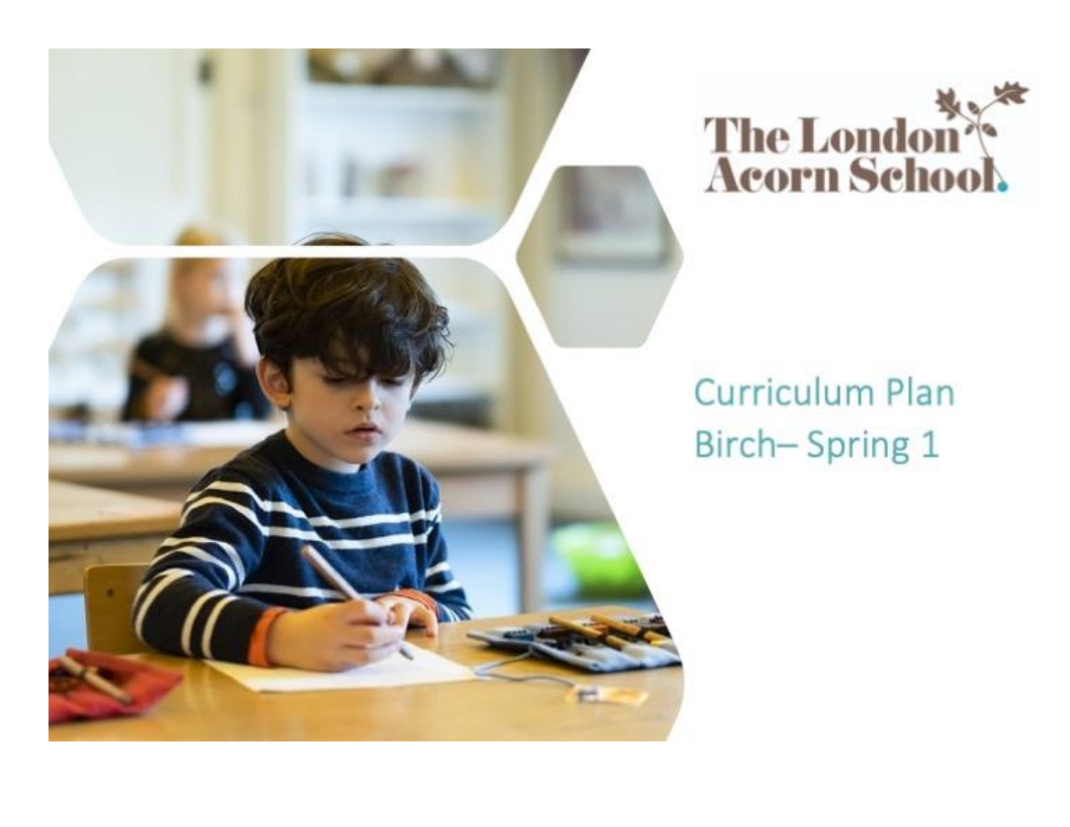The London Acorn School

# Curriculum Plan
## Birch– Spring 1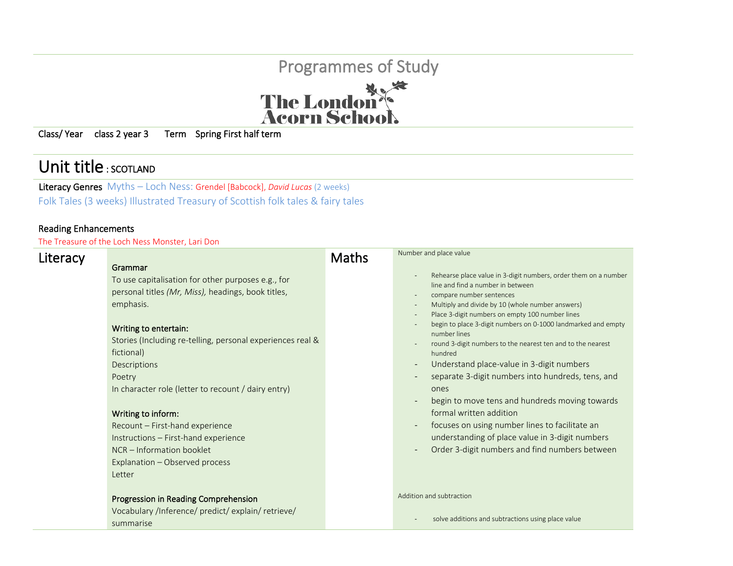# Programmes of Study

The London Acorn School

Class/ Year class 2 year 3 Term Spring First half term

## Unit title : SCOTLAND

**Literacy Genres** Myths – Loch Ness: Grendel [Babcock], *David Lucas* (2 weeks)
Folk Tales (3 weeks) Illustrated Treasury of Scottish folk tales & fairy tales

**Reading Enhancements**
The Treasure of the Loch Ness Monster, Lari Don

| Literacy | | Maths | |
|---|---|---|---|
| | **Grammar**<br>To use capitalisation for other purposes e.g., for personal titles *(Mr, Miss),* headings, book titles, emphasis.<br><br>**Writing to entertain:**<br>Stories (Including re-telling, personal experiences real & fictional)<br>Descriptions<br>Poetry<br>In character role (letter to recount / dairy entry)<br><br>**Writing to inform:**<br>Recount – First-hand experience<br>Instructions – First-hand experience<br>NCR – Information booklet<br>Explanation – Observed process<br>Letter<br><br>**Progression in Reading Comprehension**<br>Vocabulary /Inference/ predict/ explain/ retrieve/ summarise | | Number and place value<br><br>- Rehearse place value in 3-digit numbers, order them on a number line and find a number in between<br>- compare number sentences<br>- Multiply and divide by 10 (whole number answers)<br>- Place 3-digit numbers on empty 100 number lines<br>- begin to place 3-digit numbers on 0-1000 landmarked and empty number lines<br>- round 3-digit numbers to the nearest ten and to the nearest hundred<br>- Understand place-value in 3-digit numbers<br>- separate 3-digit numbers into hundreds, tens, and ones<br>- begin to move tens and hundreds moving towards formal written addition<br>- focuses on using number lines to facilitate an understanding of place value in 3-digit numbers<br>- Order 3-digit numbers and find numbers between<br><br>Addition and subtraction<br><br>- solve additions and subtractions using place value |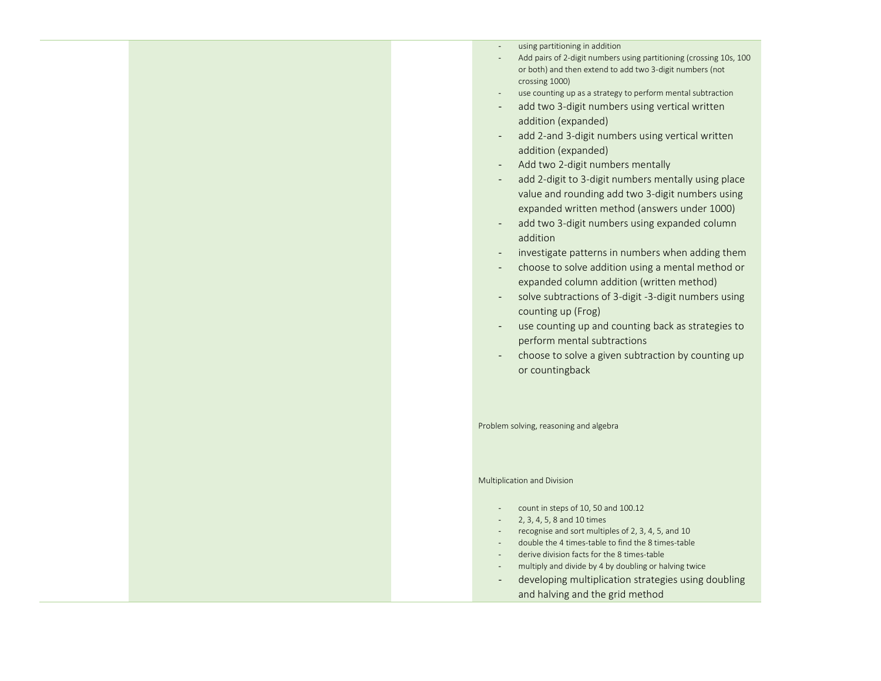- using partitioning in addition
- Add pairs of 2-digit numbers using partitioning (crossing 10s, 100 or both) and then extend to add two 3-digit numbers (not crossing 1000)
- use counting up as a strategy to perform mental subtraction
- add two 3-digit numbers using vertical written addition (expanded)
- add 2-and 3-digit numbers using vertical written addition (expanded)
- Add two 2-digit numbers mentally
- add 2-digit to 3-digit numbers mentally using place value and rounding add two 3-digit numbers using expanded written method (answers under 1000)
- add two 3-digit numbers using expanded column addition
- investigate patterns in numbers when adding them
- choose to solve addition using a mental method or expanded column addition (written method)
- solve subtractions of 3-digit -3-digit numbers using counting up (Frog)
- use counting up and counting back as strategies to perform mental subtractions
- choose to solve a given subtraction by counting up or countingback

Problem solving, reasoning and algebra

Multiplication and Division

- count in steps of 10, 50 and 100.12
- 2, 3, 4, 5, 8 and 10 times
- recognise and sort multiples of 2, 3, 4, 5, and 10
- double the 4 times-table to find the 8 times-table
- derive division facts for the 8 times-table
- multiply and divide by 4 by doubling or halving twice
- developing multiplication strategies using doubling and halving and the grid method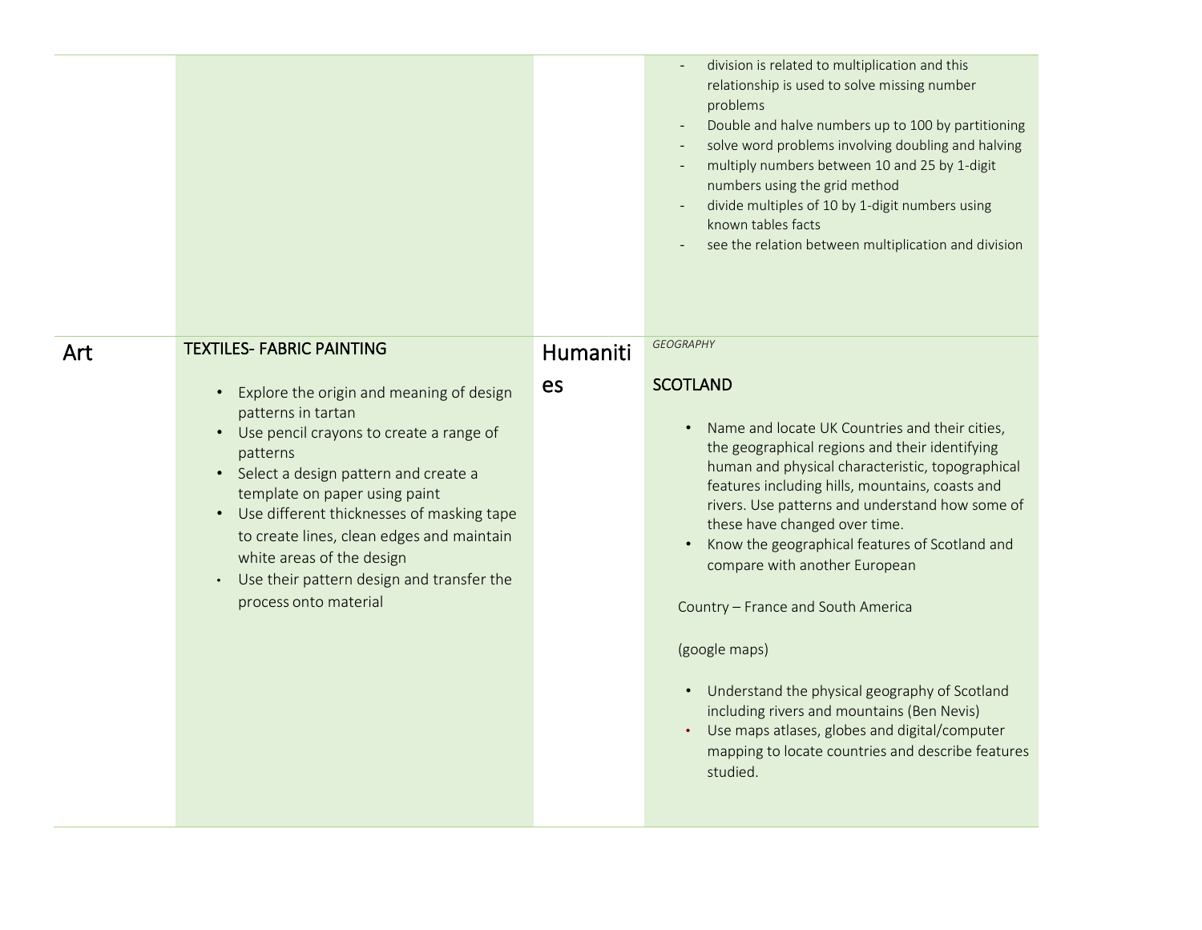| | | | |
|---|---|---|---|
| | | | - division is related to multiplication and this relationship is used to solve missing number problems<br>- Double and halve numbers up to 100 by partitioning<br>- solve word problems involving doubling and halving<br>- multiply numbers between 10 and 25 by 1-digit numbers using the grid method<br>- divide multiples of 10 by 1-digit numbers using known tables facts<br>- see the relation between multiplication and division |
| Art | TEXTILES- FABRIC PAINTING<br><br>• Explore the origin and meaning of design patterns in tartan<br>• Use pencil crayons to create a range of patterns<br>• Select a design pattern and create a template on paper using paint<br>• Use different thicknesses of masking tape to create lines, clean edges and maintain white areas of the design<br>• Use their pattern design and transfer the process onto material | Humanities | *GEOGRAPHY*<br><br>SCOTLAND<br><br>• Name and locate UK Countries and their cities, the geographical regions and their identifying human and physical characteristic, topographical features including hills, mountains, coasts and rivers. Use patterns and understand how some of these have changed over time.<br>• Know the geographical features of Scotland and compare with another European<br><br>Country – France and South America<br><br>(google maps)<br><br>• Understand the physical geography of Scotland including rivers and mountains (Ben Nevis)<br>• Use maps atlases, globes and digital/computer mapping to locate countries and describe features studied. |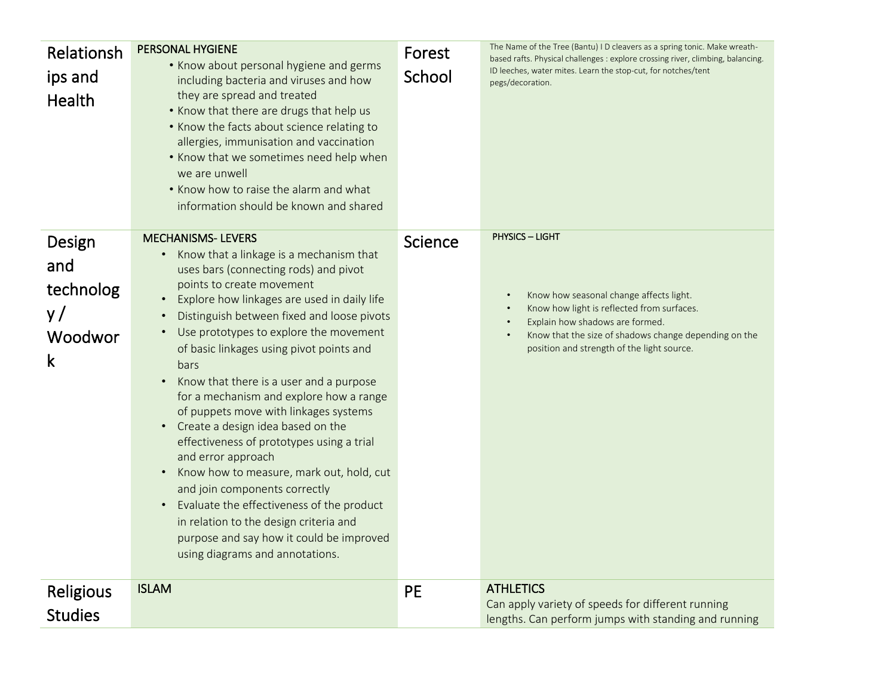| Relationships and Health | PERSONAL HYGIENE<br>• Know about personal hygiene and germs including bacteria and viruses and how they are spread and treated<br>• Know that there are drugs that help us<br>• Know the facts about science relating to allergies, immunisation and vaccination<br>• Know that we sometimes need help when we are unwell<br>• Know how to raise the alarm and what information should be known and shared | Forest School | The Name of the Tree (Bantu) I D cleavers as a spring tonic. Make wreath-based rafts. Physical challenges : explore crossing river, climbing, balancing. ID leeches, water mites. Learn the stop-cut, for notches/tent pegs/decoration. |
|---|---|---|---|
| Design and technology / Woodwork | MECHANISMS- LEVERS<br>• Know that a linkage is a mechanism that uses bars (connecting rods) and pivot points to create movement<br>• Explore how linkages are used in daily life<br>• Distinguish between fixed and loose pivots<br>• Use prototypes to explore the movement of basic linkages using pivot points and bars<br>• Know that there is a user and a purpose for a mechanism and explore how a range of puppets move with linkages systems<br>• Create a design idea based on the effectiveness of prototypes using a trial and error approach<br>• Know how to measure, mark out, hold, cut and join components correctly<br>• Evaluate the effectiveness of the product in relation to the design criteria and purpose and say how it could be improved using diagrams and annotations. | Science | PHYSICS – LIGHT<br>• Know how seasonal change affects light.<br>• Know how light is reflected from surfaces.<br>• Explain how shadows are formed.<br>• Know that the size of shadows change depending on the position and strength of the light source. |
| Religious Studies | ISLAM | PE | ATHLETICS<br>Can apply variety of speeds for different running lengths. Can perform jumps with standing and running |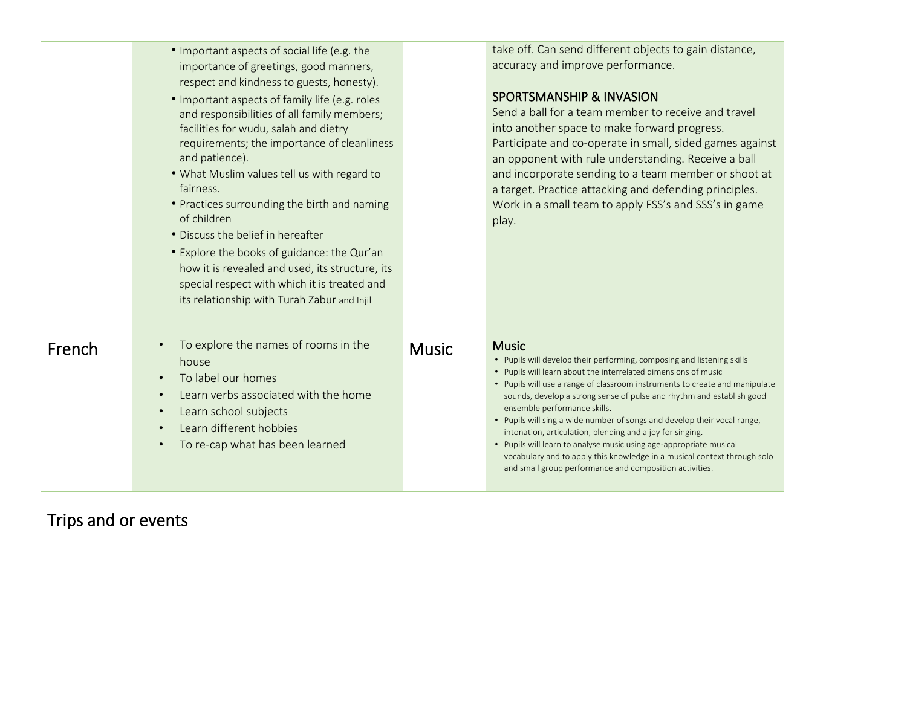| | | | |
|---|---|---|---|
| | • Important aspects of social life (e.g. the importance of greetings, good manners, respect and kindness to guests, honesty).<br>• Important aspects of family life (e.g. roles and responsibilities of all family members; facilities for wudu, salah and dietry requirements; the importance of cleanliness and patience).<br>• What Muslim values tell us with regard to fairness.<br>• Practices surrounding the birth and naming of children<br>• Discuss the belief in hereafter<br>• Explore the books of guidance: the Qur'an how it is revealed and used, its structure, its special respect with which it is treated and its relationship with Turah Zabur and Injil | | take off. Can send different objects to gain distance, accuracy and improve performance.<br><br>SPORTSMANSHIP & INVASION<br>Send a ball for a team member to receive and travel into another space to make forward progress. Participate and co-operate in small, sided games against an opponent with rule understanding. Receive a ball and incorporate sending to a team member or shoot at a target. Practice attacking and defending principles. Work in a small team to apply FSS's and SSS's in game play. |
| French | • To explore the names of rooms in the house<br>• To label our homes<br>• Learn verbs associated with the home<br>• Learn school subjects<br>• Learn different hobbies<br>• To re-cap what has been learned | Music | Music<br>• Pupils will develop their performing, composing and listening skills<br>• Pupils will learn about the interrelated dimensions of music<br>• Pupils will use a range of classroom instruments to create and manipulate sounds, develop a strong sense of pulse and rhythm and establish good ensemble performance skills.<br>• Pupils will sing a wide number of songs and develop their vocal range, intonation, articulation, blending and a joy for singing.<br>• Pupils will learn to analyse music using age-appropriate musical vocabulary and to apply this knowledge in a musical context through solo and small group performance and composition activities. |

## Trips and or events